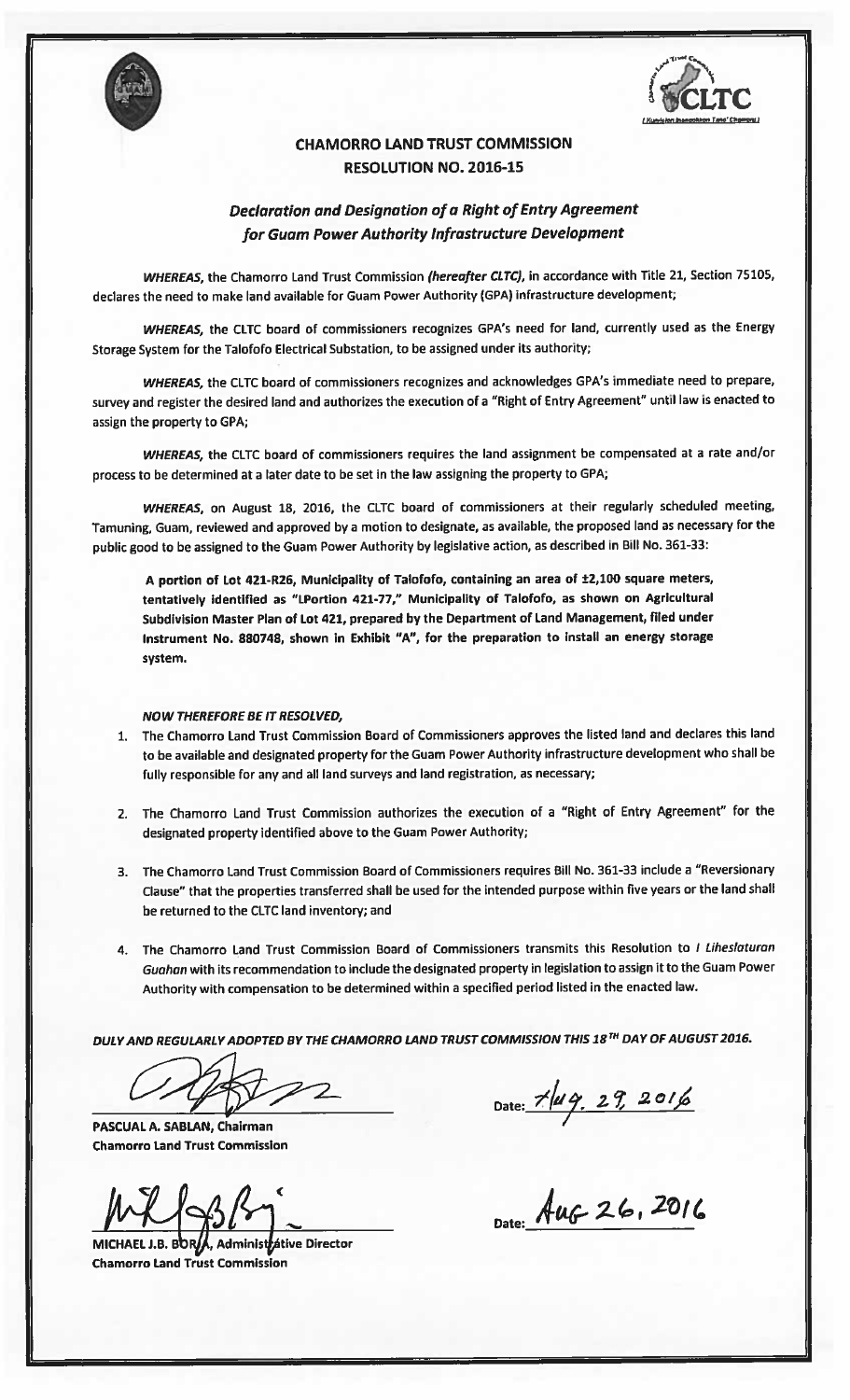# CHAMORRO LAND TRUST COMMISSION
# RESOLUTION NO. 2016-15

## *Declaration and Designation of a Right of Entry Agreement for Guam Power Authority Infrastructure Development*

*WHEREAS,* the Chamorro Land Trust Commission *(hereafter CLTC)*, in accordance with Title 21, Section 75105, declares the need to make land available for Guam Power Authority (GPA) infrastructure development;

*WHEREAS,* the CLTC board of commissioners recognizes GPA's need for land, currently used as the Energy Storage System for the Talofofo Electrical Substation, to be assigned under its authority;

*WHEREAS,* the CLTC board of commissioners recognizes and acknowledges GPA's immediate need to prepare, survey and register the desired land and authorizes the execution of a "Right of Entry Agreement" until law is enacted to assign the property to GPA;

*WHEREAS,* the CLTC board of commissioners requires the land assignment be compensated at a rate and/or process to be determined at a later date to be set in the law assigning the property to GPA;

*WHEREAS,* on August 18, 2016, the CLTC board of commissioners at their regularly scheduled meeting, Tamuning, Guam, reviewed and approved by a motion to designate, as available, the proposed land as necessary for the public good to be assigned to the Guam Power Authority by legislative action, as described in Bill No. 361-33:

> **A portion of Lot 421-R26, Municipality of Talofofo, containing an area of ±2,100 square meters, tentatively identified as "LPortion 421-77," Municipality of Talofofo, as shown on Agricultural Subdivision Master Plan of Lot 421, prepared by the Department of Land Management, filed under Instrument No. 880748, shown in Exhibit "A", for the preparation to install an energy storage system.**

***NOW THEREFORE BE IT RESOLVED,***

1. The Chamorro Land Trust Commission Board of Commissioners approves the listed land and declares this land to be available and designated property for the Guam Power Authority infrastructure development who shall be fully responsible for any and all land surveys and land registration, as necessary;

2. The Chamorro Land Trust Commission authorizes the execution of a "Right of Entry Agreement" for the designated property identified above to the Guam Power Authority;

3. The Chamorro Land Trust Commission Board of Commissioners requires Bill No. 361-33 include a "Reversionary Clause" that the properties transferred shall be used for the intended purpose within five years or the land shall be returned to the CLTC land inventory; and

4. The Chamorro Land Trust Commission Board of Commissioners transmits this Resolution to *I Liheslaturan Guahan* with its recommendation to include the designated property in legislation to assign it to the Guam Power Authority with compensation to be determined within a specified period listed in the enacted law.

***DULY AND REGULARLY ADOPTED BY THE CHAMORRO LAND TRUST COMMISSION THIS 18TH DAY OF AUGUST 2016.***

**PASCUAL A. SABLAN, Chairman**
**Chamorro Land Trust Commission**

Date: Aug. 29, 2016

**MICHAEL J.B. BORJA, Administrative Director**
**Chamorro Land Trust Commission**

Date: Aug 26, 2016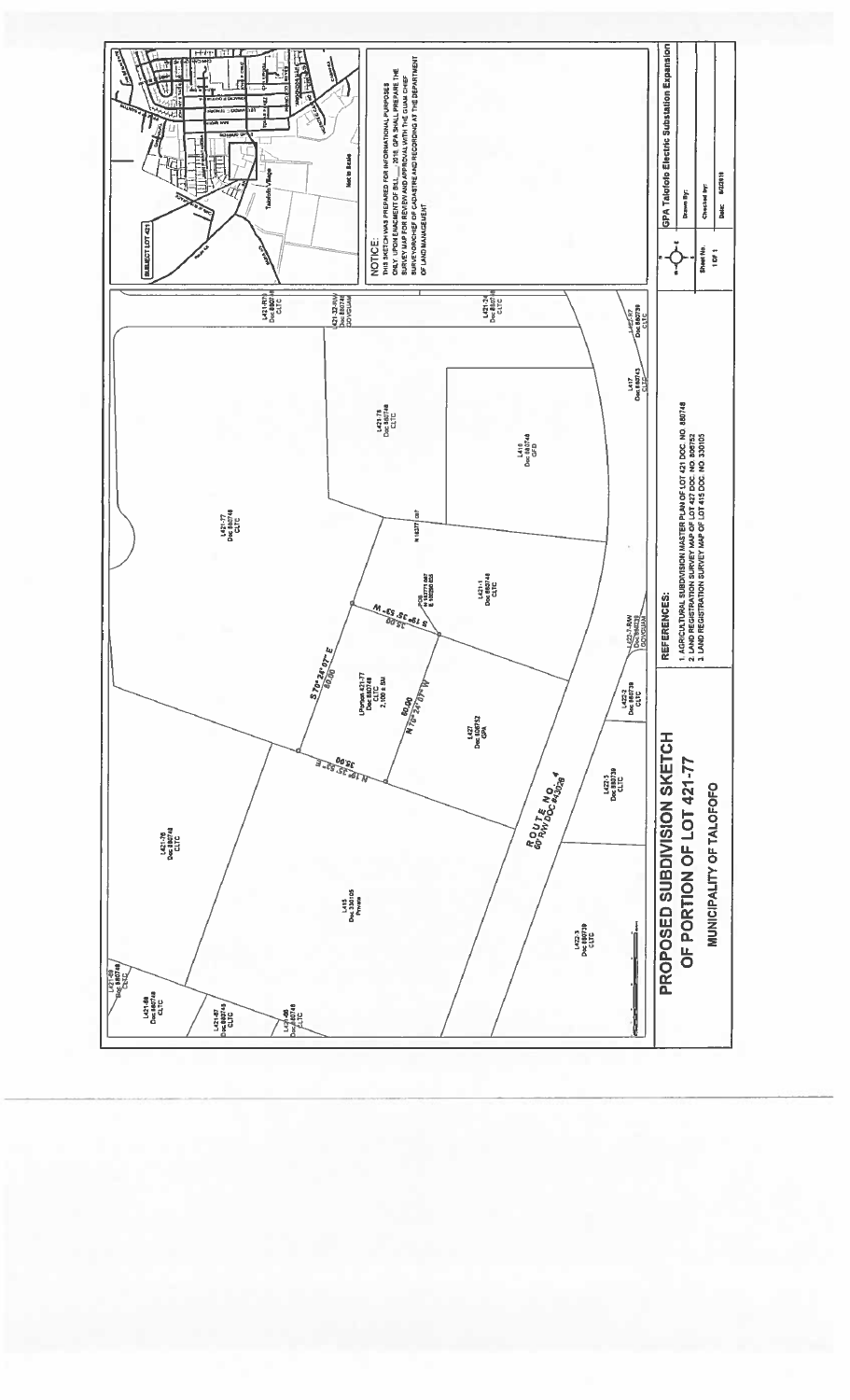# PROPOSED SUBDIVISION SKETCH

# OF PORTION OF LOT 421-77

## MUNICIPALITY OF TALOFOFO

SUBJECT LOT 421

Talofofo Village

Not to Scale

ROUTE NO. 4
60' R/W DOC #43028

S 70° 24' 07" E
80.00

N 19° 35' 53" E
25.00

N 70° 24' 07" W
80.00

S 19° 35' 53" W
25.00

L Portion 421-77
Doc 880748
CLTC
2,000 ± SM

N 183771.087
E 180290.625

L421-77
Doc 880748
CLTC

L421-76
Doc 880748
CLTC

L421-78
Doc 880748
CLTC

L421-1
Doc 880748
CLTC

L427
Doc 880752
GPA

L415
Doc 330105
Private

L418
Doc 880748
GFD

L421-32-R/W
Doc 880748
GOVGUAM

L421-24
Doc 880748
CLTC

L417
Doc 880743
CLTC

L421-3-R/W
Doc 880748
GOVGUAM

L422-2
Doc 880739
CLTC

L422-3
Doc 880739
CLTC

L421-86
Doc 880748
CLTC

L421-87
Doc 880748
CLTC

L421-88
Doc 880748
CLTC

L421-89
Doc 880748
CLTC

**NOTICE:**
THIS SKETCH WAS PREPARED FOR INFORMATIONAL PURPOSES ONLY. UPON ENACTMENT OF BILL\_\_\_\_ 2018, GPA SHALL PREPARE THE SURVEY MAP FOR REVIEW AND APPROVAL WITH THE GUAM CHIEF SURVEYOR/CHIEF OF CADASTRE AND RECORDING AT THE DEPARTMENT OF LAND MANAGEMENT

**REFERENCES:**

1. AGRICULTURAL SUBDIVISION MASTER PLAN OF LOT 421 DOC. NO. 880748
2. LAND REGISTRATION SURVEY MAP OF LOT 427 DOC. NO. 880752
3. LAND REGISTRATION SURVEY MAP OF LOT 415 DOC. NO. 330105

**GPA Talofofo Electric Substation Expansion**

Drawn By:

Checked by:

Sheet No. 1 OF 1

Date: 8/22/2018